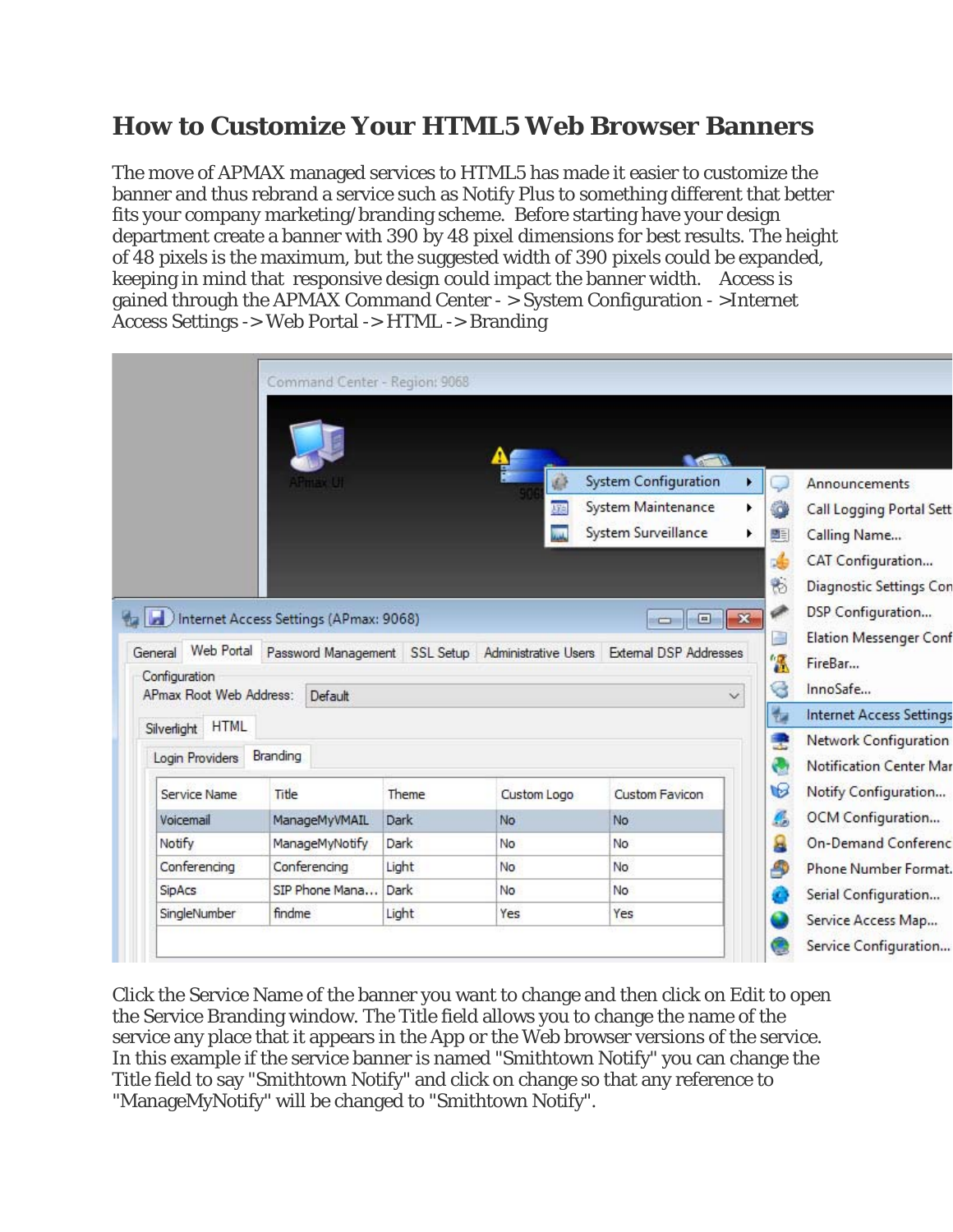# How to Customize Your HTML5 Web Browser Banners

The move of APMAX managed services to HTML5 has made it easier to customize the banner and thus rebrand a service such as Notify Plus to something different that better fits your company marketing/branding scheme. Before starting have your design department create a banner with 390 by 48 pixel dimensions for best results. The height of 48 pixels is the maximum, but the suggested width of 390 pixels could be expanded, keeping in mind that responsive design could impact the banner width. Access is gained through the APMAX Command Center - > System Configuration - >Internet Access Settings -> Web Portal -> HTML -> Branding

Click the Service Name of the banner you want to change and then click on Edit to open the Service Branding window. The Title field allows you to change the name of the service any place that it appears in the App or the Web browser versions of the service. In this example if the service banner is named "Smithtown Notify" you can change the Title field to say "Smithtown Notify" and click on change so that any reference to "ManageMyNotify" will be changed to "Smithtown Notify".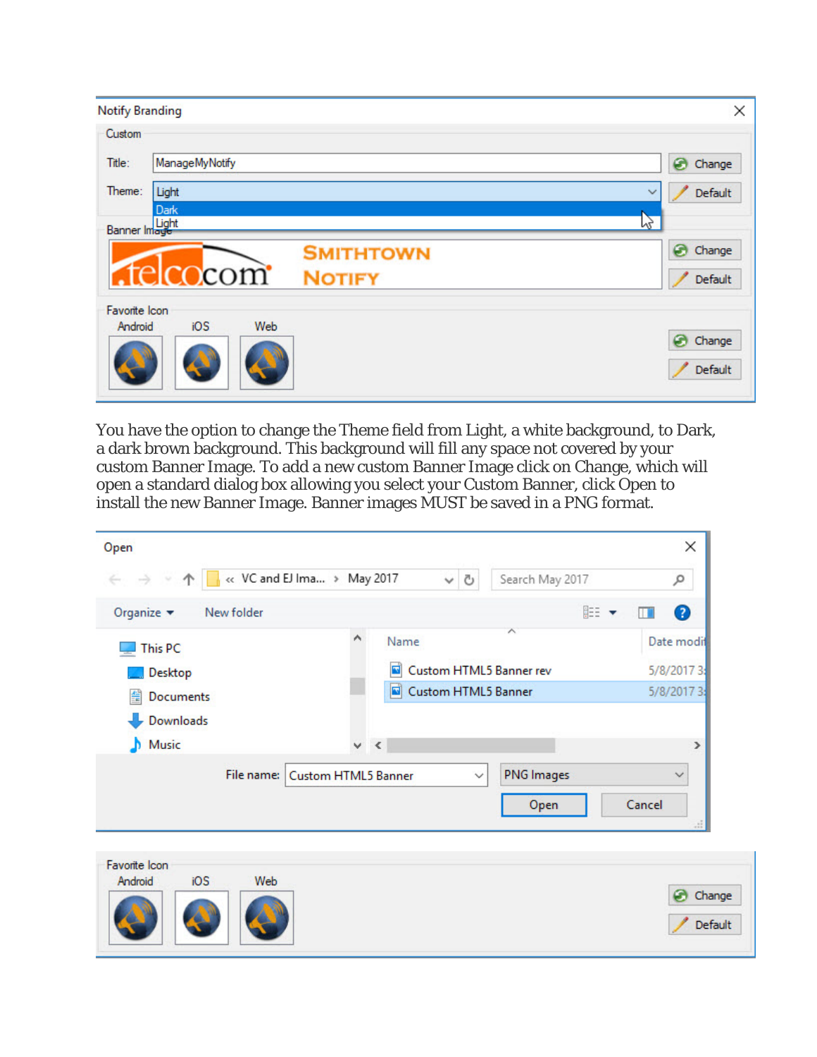You have the option to change the Theme field from Light, a white background, to Dark, a dark brown background. This background will fill any space not covered by your custom Banner Image. To add a new custom Banner Image click on Change, which will open a standard dialog box allowing you select your Custom Banner, click Open to install the new Banner Image. Banner images MUST be saved in a PNG format.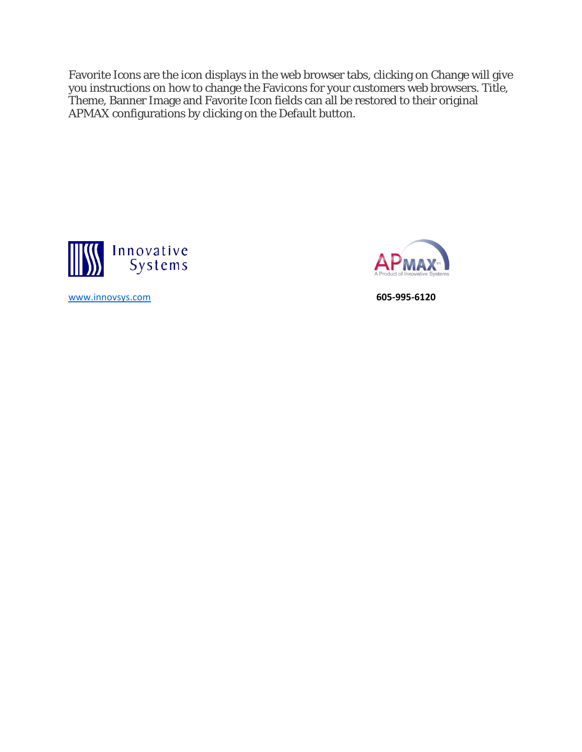Favorite Icons are the icon displays in the web browser tabs, clicking on Change will give you instructions on how to change the Favicons for your customers web browsers. Title, Theme, Banner Image and Favorite Icon fields can all be restored to their original APMAX configurations by clicking on the Default button.

Innovative Systems

APMAX A Product of Innovative Systems

www.innovsys.com **605-995-6120**